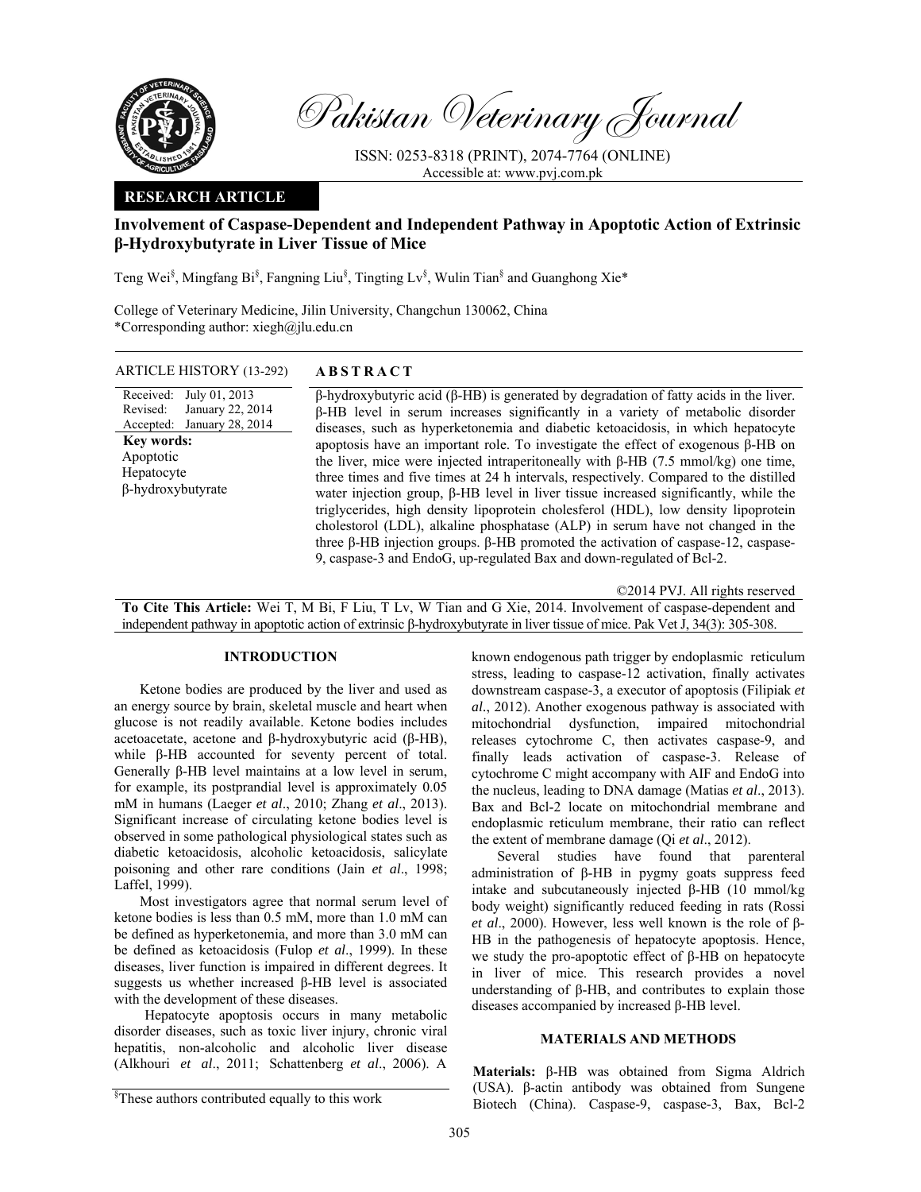Pakistan Veterinary Journal

ISSN: 0253-8318 (PRINT), 2074-7764 (ONLINE)
Accessible at: www.pvj.com.pk

**RESEARCH ARTICLE**

# Involvement of Caspase-Dependent and Independent Pathway in Apoptotic Action of Extrinsic β-Hydroxybutyrate in Liver Tissue of Mice

Teng Wei[§], Mingfang Bi[§], Fangning Liu[§], Tingting Lv[§], Wulin Tian[§] and Guanghong Xie*

College of Veterinary Medicine, Jilin University, Changchun 130062, China
*Corresponding author: xiegh@jlu.edu.cn

ARTICLE HISTORY (13-292)

Received: July 01, 2013
Revised: January 22, 2014
Accepted: January 28, 2014

**Key words:**
Apoptotic
Hepatocyte
β-hydroxybutyrate

## ABSTRACT

β-hydroxybutyric acid (β-HB) is generated by degradation of fatty acids in the liver. β-HB level in serum increases significantly in a variety of metabolic disorder diseases, such as hyperketonemia and diabetic ketoacidosis, in which hepatocyte apoptosis have an important role. To investigate the effect of exogenous β-HB on the liver, mice were injected intraperitoneally with β-HB (7.5 mmol/kg) one time, three times and five times at 24 h intervals, respectively. Compared to the distilled water injection group, β-HB level in liver tissue increased significantly, while the triglycerides, high density lipoprotein cholesferol (HDL), low density lipoprotein cholestorol (LDL), alkaline phosphatase (ALP) in serum have not changed in the three β-HB injection groups. β-HB promoted the activation of caspase-12, caspase-9, caspase-3 and EndoG, up-regulated Bax and down-regulated of Bcl-2.

©2014 PVJ. All rights reserved

**To Cite This Article:** Wei T, M Bi, F Liu, T Lv, W Tian and G Xie, 2014. Involvement of caspase-dependent and independent pathway in apoptotic action of extrinsic β-hydroxybutyrate in liver tissue of mice. Pak Vet J, 34(3): 305-308.

## INTRODUCTION

Ketone bodies are produced by the liver and used as an energy source by brain, skeletal muscle and heart when glucose is not readily available. Ketone bodies includes acetoacetate, acetone and β-hydroxybutyric acid (β-HB), while β-HB accounted for seventy percent of total. Generally β-HB level maintains at a low level in serum, for example, its postprandial level is approximately 0.05 mM in humans (Laeger *et al*., 2010; Zhang *et al*., 2013). Significant increase of circulating ketone bodies level is observed in some pathological physiological states such as diabetic ketoacidosis, alcoholic ketoacidosis, salicylate poisoning and other rare conditions (Jain *et al*., 1998; Laffel, 1999).

Most investigators agree that normal serum level of ketone bodies is less than 0.5 mM, more than 1.0 mM can be defined as hyperketonemia, and more than 3.0 mM can be defined as ketoacidosis (Fulop *et al*., 1999). In these diseases, liver function is impaired in different degrees. It suggests us whether increased β-HB level is associated with the development of these diseases.

Hepatocyte apoptosis occurs in many metabolic disorder diseases, such as toxic liver injury, chronic viral hepatitis, non-alcoholic and alcoholic liver disease (Alkhouri *et al*., 2011; Schattenberg *et al*., 2006). A known endogenous path trigger by endoplasmic reticulum stress, leading to caspase-12 activation, finally activates downstream caspase-3, a executor of apoptosis (Filipiak *et al*., 2012). Another exogenous pathway is associated with mitochondrial dysfunction, impaired mitochondrial releases cytochrome C, then activates caspase-9, and finally leads activation of caspase-3. Release of cytochrome C might accompany with AIF and EndoG into the nucleus, leading to DNA damage (Matias *et al*., 2013). Bax and Bcl-2 locate on mitochondrial membrane and endoplasmic reticulum membrane, their ratio can reflect the extent of membrane damage (Qi *et al*., 2012).

Several studies have found that parenteral administration of β-HB in pygmy goats suppress feed intake and subcutaneously injected β-HB (10 mmol/kg body weight) significantly reduced feeding in rats (Rossi *et al*., 2000). However, less well known is the role of β-HB in the pathogenesis of hepatocyte apoptosis. Hence, we study the pro-apoptotic effect of β-HB on hepatocyte in liver of mice. This research provides a novel understanding of β-HB, and contributes to explain those diseases accompanied by increased β-HB level.

## MATERIALS AND METHODS

**Materials:** β-HB was obtained from Sigma Aldrich (USA). β-actin antibody was obtained from Sungene Biotech (China). Caspase-9, caspase-3, Bax, Bcl-2

[§]These authors contributed equally to this work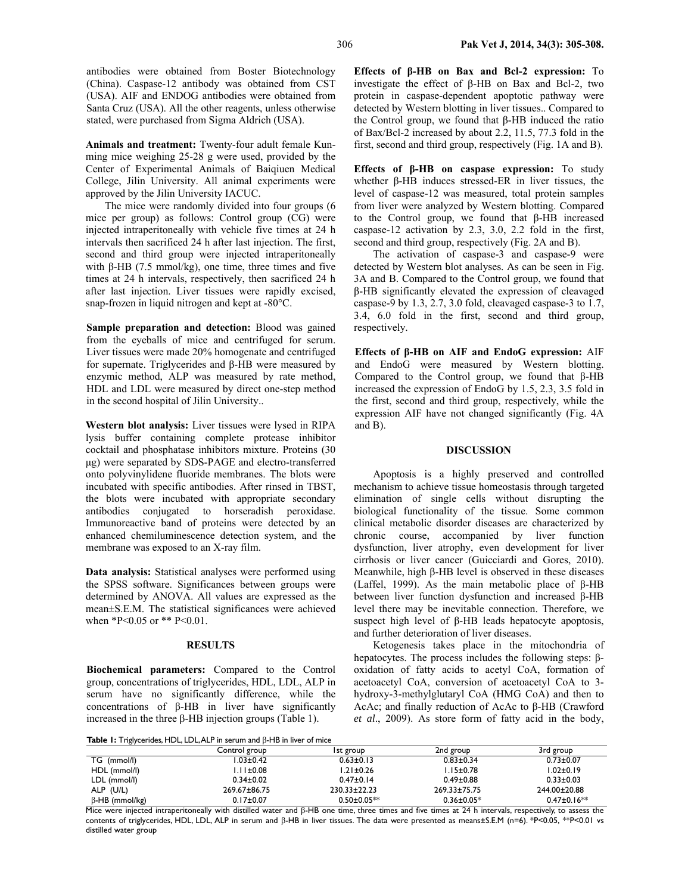antibodies were obtained from Boster Biotechnology (China). Caspase-12 antibody was obtained from CST (USA). AIF and ENDOG antibodies were obtained from Santa Cruz (USA). All the other reagents, unless otherwise stated, were purchased from Sigma Aldrich (USA).

**Animals and treatment:** Twenty-four adult female Kun-ming mice weighing 25-28 g were used, provided by the Center of Experimental Animals of Baiqiuen Medical College, Jilin University. All animal experiments were approved by the Jilin University IACUC.

The mice were randomly divided into four groups (6 mice per group) as follows: Control group (CG) were injected intraperitoneally with vehicle five times at 24 h intervals then sacrificed 24 h after last injection. The first, second and third group were injected intraperitoneally with β-HB (7.5 mmol/kg), one time, three times and five times at 24 h intervals, respectively, then sacrificed 24 h after last injection. Liver tissues were rapidly excised, snap-frozen in liquid nitrogen and kept at -80°C.

**Sample preparation and detection:** Blood was gained from the eyeballs of mice and centrifuged for serum. Liver tissues were made 20% homogenate and centrifuged for supernate. Triglycerides and β-HB were measured by enzymic method, ALP was measured by rate method, HDL and LDL were measured by direct one-step method in the second hospital of Jilin University..

**Western blot analysis:** Liver tissues were lysed in RIPA lysis buffer containing complete protease inhibitor cocktail and phosphatase inhibitors mixture. Proteins (30 μg) were separated by SDS-PAGE and electro-transferred onto polyvinylidene fluoride membranes. The blots were incubated with specific antibodies. After rinsed in TBST, the blots were incubated with appropriate secondary antibodies conjugated to horseradish peroxidase. Immunoreactive band of proteins were detected by an enhanced chemiluminescence detection system, and the membrane was exposed to an X-ray film.

**Data analysis:** Statistical analyses were performed using the SPSS software. Significances between groups were determined by ANOVA. All values are expressed as the mean±S.E.M. The statistical significances were achieved when $*P<0.05$ or $**P<0.01$.

## RESULTS

**Biochemical parameters:** Compared to the Control group, concentrations of triglycerides, HDL, LDL, ALP in serum have no significantly difference, while the concentrations of β-HB in liver have significantly increased in the three β-HB injection groups (Table 1).

**Effects of β-HB on Bax and Bcl-2 expression:** To investigate the effect of β-HB on Bax and Bcl-2, two protein in caspase-dependent apoptotic pathway were detected by Western blotting in liver tissues.. Compared to the Control group, we found that β-HB induced the ratio of Bax/Bcl-2 increased by about 2.2, 11.5, 77.3 fold in the first, second and third group, respectively (Fig. 1A and B).

**Effects of β-HB on caspase expression:** To study whether β-HB induces stressed-ER in liver tissues, the level of caspase-12 was measured, total protein samples from liver were analyzed by Western blotting. Compared to the Control group, we found that β-HB increased caspase-12 activation by 2.3, 3.0, 2.2 fold in the first, second and third group, respectively (Fig. 2A and B).

The activation of caspase-3 and caspase-9 were detected by Western blot analyses. As can be seen in Fig. 3A and B. Compared to the Control group, we found that β-HB significantly elevated the expression of cleavaged caspase-9 by 1.3, 2.7, 3.0 fold, cleavaged caspase-3 to 1.7, 3.4, 6.0 fold in the first, second and third group, respectively.

**Effects of β-HB on AIF and EndoG expression:** AIF and EndoG were measured by Western blotting. Compared to the Control group, we found that β-HB increased the expression of EndoG by 1.5, 2.3, 3.5 fold in the first, second and third group, respectively, while the expression AIF have not changed significantly (Fig. 4A and B).

## DISCUSSION

Apoptosis is a highly preserved and controlled mechanism to achieve tissue homeostasis through targeted elimination of single cells without disrupting the biological functionality of the tissue. Some common clinical metabolic disorder diseases are characterized by chronic course, accompanied by liver function dysfunction, liver atrophy, even development for liver cirrhosis or liver cancer (Guicciardi and Gores, 2010). Meanwhile, high β-HB level is observed in these diseases (Laffel, 1999). As the main metabolic place of β-HB between liver function dysfunction and increased β-HB level there may be inevitable connection. Therefore, we suspect high level of β-HB leads hepatocyte apoptosis, and further deterioration of liver diseases.

Ketogenesis takes place in the mitochondria of hepatocytes. The process includes the following steps: β-oxidation of fatty acids to acetyl CoA, formation of acetoacetyl CoA, conversion of acetoacetyl CoA to 3-hydroxy-3-methylglutaryl CoA (HMG CoA) and then to AcAc; and finally reduction of AcAc to β-HB (Crawford *et al*., 2009). As store form of fatty acid in the body,

**Table 1:** Triglycerides, HDL, LDL, ALP in serum and β-HB in liver of mice

| | Control group | 1st group | 2nd group | 3rd group |
|---|---|---|---|---|
| TG (mmol/l) | 1.03±0.42 | 0.63±0.13 | 0.83±0.34 | 0.73±0.07 |
| HDL (mmol/l) | 1.11±0.08 | 1.21±0.26 | 1.15±0.78 | 1.02±0.19 |
| LDL (mmol/l) | 0.34±0.02 | 0.47±0.14 | 0.49±0.88 | 0.33±0.03 |
| ALP (U/L) | 269.67±86.75 | 230.33±22.23 | 269.33±75.75 | 244.00±20.88 |
| β-HB (mmol/kg) | 0.17±0.07 | 0.50±0.05** | 0.36±0.05* | 0.47±0.16** |

Mice were injected intraperitoneally with distilled water and β-HB one time, three times and five times at 24 h intervals, respectively, to assess the contents of triglycerides, HDL, LDL, ALP in serum and β-HB in liver tissues. The data were presented as means±S.E.M (n=6). $*P<0.05$, $**P<0.01$ vs distilled water group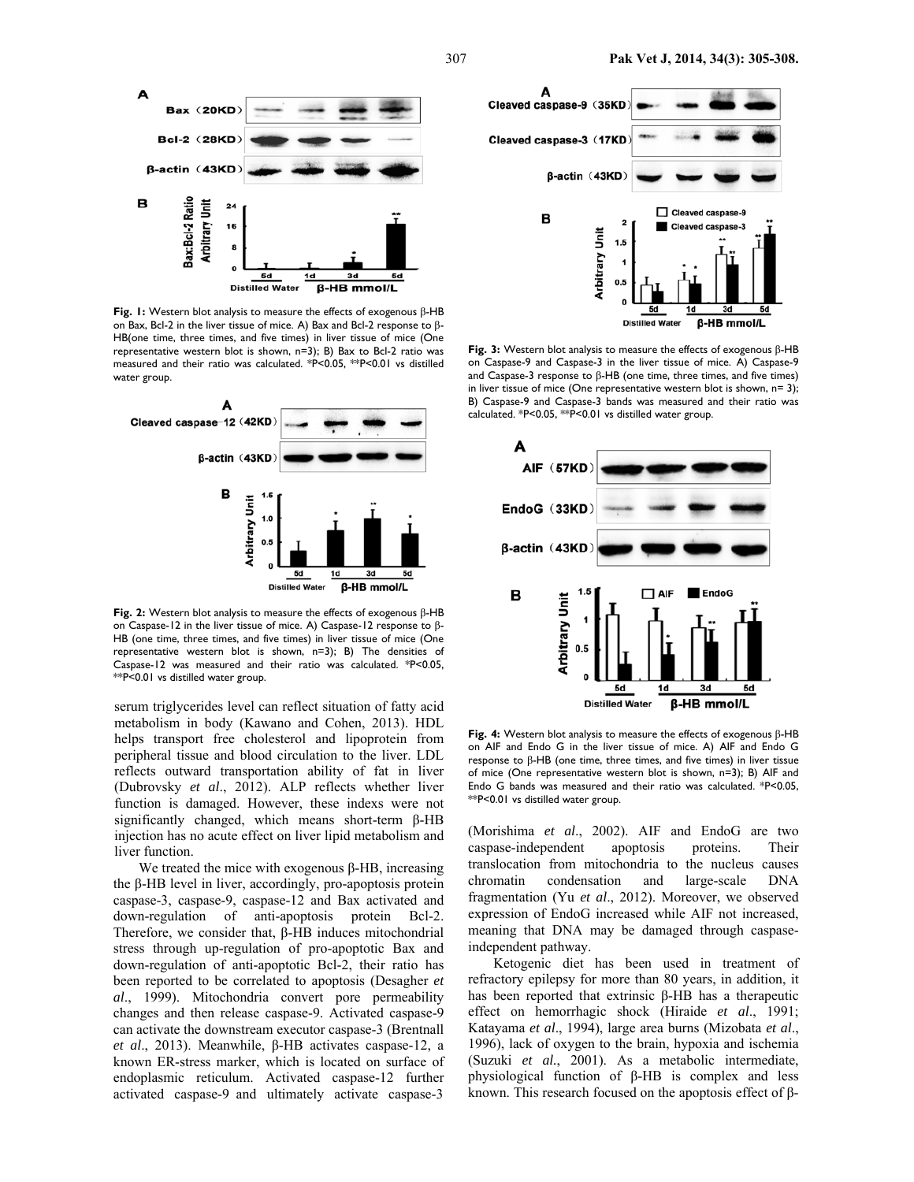**Fig. 1:** Western blot analysis to measure the effects of exogenous β-HB on Bax, Bcl-2 in the liver tissue of mice. A) Bax and Bcl-2 response to β-HB(one time, three times, and five times) in liver tissue of mice (One representative western blot is shown, n=3); B) Bax to Bcl-2 ratio was measured and their ratio was calculated. *P<0.05, **P<0.01 vs distilled water group.

**Fig. 2:** Western blot analysis to measure the effects of exogenous β-HB on Caspase-12 in the liver tissue of mice. A) Caspase-12 response to β-HB (one time, three times, and five times) in liver tissue of mice (One representative western blot is shown, n=3); B) The densities of Caspase-12 was measured and their ratio was calculated. *P<0.05, **P<0.01 vs distilled water group.

**Fig. 3:** Western blot analysis to measure the effects of exogenous β-HB on Caspase-9 and Caspase-3 in the liver tissue of mice. A) Caspase-9 and Caspase-3 response to β-HB (one time, three times, and five times) in liver tissue of mice (One representative western blot is shown, n= 3); B) Caspase-9 and Caspase-3 bands was measured and their ratio was calculated. *P<0.05, **P<0.01 vs distilled water group.

**Fig. 4:** Western blot analysis to measure the effects of exogenous β-HB on AIF and Endo G in the liver tissue of mice. A) AIF and Endo G response to β-HB (one time, three times, and five times) in liver tissue of mice (One representative western blot is shown, n=3); B) AIF and Endo G bands was measured and their ratio was calculated. *P<0.05, **P<0.01 vs distilled water group.

serum triglycerides level can reflect situation of fatty acid metabolism in body (Kawano and Cohen, 2013). HDL helps transport free cholesterol and lipoprotein from peripheral tissue and blood circulation to the liver. LDL reflects outward transportation ability of fat in liver (Dubrovsky *et al*., 2012). ALP reflects whether liver function is damaged. However, these indexs were not significantly changed, which means short-term β-HB injection has no acute effect on liver lipid metabolism and liver function.

We treated the mice with exogenous β-HB, increasing the β-HB level in liver, accordingly, pro-apoptosis protein caspase-3, caspase-9, caspase-12 and Bax activated and down-regulation of anti-apoptosis protein Bcl-2. Therefore, we consider that, β-HB induces mitochondrial stress through up-regulation of pro-apoptotic Bax and down-regulation of anti-apoptotic Bcl-2, their ratio has been reported to be correlated to apoptosis (Desagher *et al*., 1999). Mitochondria convert pore permeability changes and then release caspase-9. Activated caspase-9 can activate the downstream executor caspase-3 (Brentnall *et al*., 2013). Meanwhile, β-HB activates caspase-12, a known ER-stress marker, which is located on surface of endoplasmic reticulum. Activated caspase-12 further activated caspase-9 and ultimately activate caspase-3 (Morishima *et al*., 2002). AIF and EndoG are two caspase-independent apoptosis proteins. Their translocation from mitochondria to the nucleus causes chromatin condensation and large-scale DNA fragmentation (Yu *et al*., 2012). Moreover, we observed expression of EndoG increased while AIF not increased, meaning that DNA may be damaged through caspase-independent pathway.

Ketogenic diet has been used in treatment of refractory epilepsy for more than 80 years, in addition, it has been reported that extrinsic β-HB has a therapeutic effect on hemorrhagic shock (Hiraide *et al*., 1991; Katayama *et al*., 1994), large area burns (Mizobata *et al*., 1996), lack of oxygen to the brain, hypoxia and ischemia (Suzuki *et al.*, 2001). As a metabolic intermediate, physiological function of β-HB is complex and less known. This research focused on the apoptosis effect of β-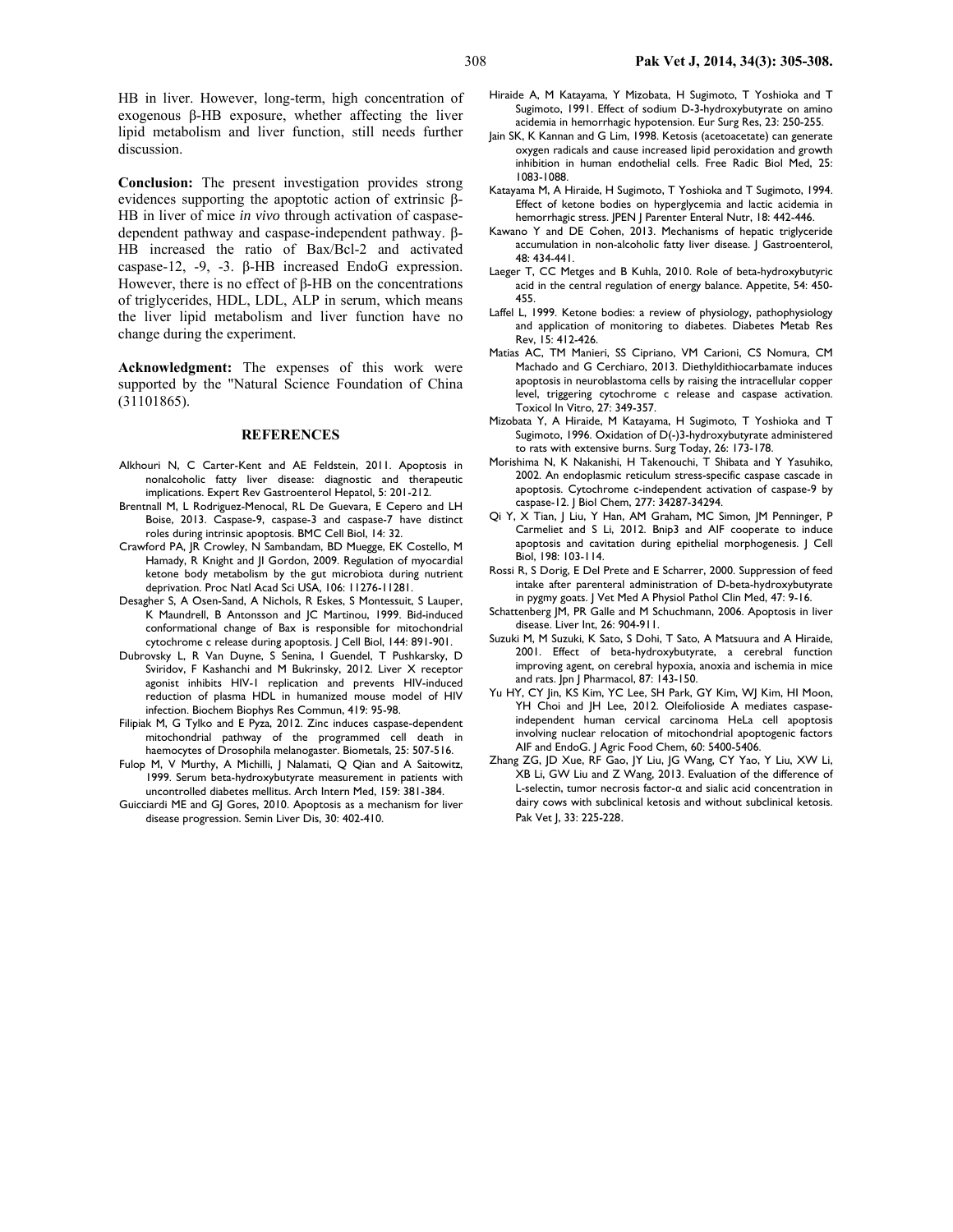HB in liver. However, long-term, high concentration of exogenous β-HB exposure, whether affecting the liver lipid metabolism and liver function, still needs further discussion.

**Conclusion:** The present investigation provides strong evidences supporting the apoptotic action of extrinsic β-HB in liver of mice *in vivo* through activation of caspase-dependent pathway and caspase-independent pathway. β-HB increased the ratio of Bax/Bcl-2 and activated caspase-12, -9, -3. β-HB increased EndoG expression. However, there is no effect of β-HB on the concentrations of triglycerides, HDL, LDL, ALP in serum, which means the liver lipid metabolism and liver function have no change during the experiment.

**Acknowledgment:** The expenses of this work were supported by the "Natural Science Foundation of China (31101865).

## REFERENCES

Alkhouri N, C Carter-Kent and AE Feldstein, 2011. Apoptosis in nonalcoholic fatty liver disease: diagnostic and therapeutic implications. Expert Rev Gastroenterol Hepatol, 5: 201-212.

Brentnall M, L Rodriguez-Menocal, RL De Guevara, E Cepero and LH Boise, 2013. Caspase-9, caspase-3 and caspase-7 have distinct roles during intrinsic apoptosis. BMC Cell Biol, 14: 32.

Crawford PA, JR Crowley, N Sambandam, BD Muegge, EK Costello, M Hamady, R Knight and JI Gordon, 2009. Regulation of myocardial ketone body metabolism by the gut microbiota during nutrient deprivation. Proc Natl Acad Sci USA, 106: 11276-11281.

Desagher S, A Osen-Sand, A Nichols, R Eskes, S Montessuit, S Lauper, K Maundrell, B Antonsson and JC Martinou, 1999. Bid-induced conformational change of Bax is responsible for mitochondrial cytochrome c release during apoptosis. J Cell Biol, 144: 891-901.

Dubrovsky L, R Van Duyne, S Senina, I Guendel, T Pushkarsky, D Sviridov, F Kashanchi and M Bukrinsky, 2012. Liver X receptor agonist inhibits HIV-1 replication and prevents HIV-induced reduction of plasma HDL in humanized mouse model of HIV infection. Biochem Biophys Res Commun, 419: 95-98.

Filipiak M, G Tylko and E Pyza, 2012. Zinc induces caspase-dependent mitochondrial pathway of the programmed cell death in haemocytes of Drosophila melanogaster. Biometals, 25: 507-516.

Fulop M, V Murthy, A Michilli, J Nalamati, Q Qian and A Saitowitz, 1999. Serum beta-hydroxybutyrate measurement in patients with uncontrolled diabetes mellitus. Arch Intern Med, 159: 381-384.

Guicciardi ME and GJ Gores, 2010. Apoptosis as a mechanism for liver disease progression. Semin Liver Dis, 30: 402-410.

Hiraide A, M Katayama, Y Mizobata, H Sugimoto, T Yoshioka and T Sugimoto, 1991. Effect of sodium D-3-hydroxybutyrate on amino acidemia in hemorrhagic hypotension. Eur Surg Res, 23: 250-255.

Jain SK, K Kannan and G Lim, 1998. Ketosis (acetoacetate) can generate oxygen radicals and cause increased lipid peroxidation and growth inhibition in human endothelial cells. Free Radic Biol Med, 25: 1083-1088.

Katayama M, A Hiraide, H Sugimoto, T Yoshioka and T Sugimoto, 1994. Effect of ketone bodies on hyperglycemia and lactic acidemia in hemorrhagic stress. JPEN J Parenter Enteral Nutr, 18: 442-446.

Kawano Y and DE Cohen, 2013. Mechanisms of hepatic triglyceride accumulation in non-alcoholic fatty liver disease. J Gastroenterol, 48: 434-441.

Laeger T, CC Metges and B Kuhla, 2010. Role of beta-hydroxybutyric acid in the central regulation of energy balance. Appetite, 54: 450-455.

Laffel L, 1999. Ketone bodies: a review of physiology, pathophysiology and application of monitoring to diabetes. Diabetes Metab Res Rev, 15: 412-426.

Matias AC, TM Manieri, SS Cipriano, VM Carioni, CS Nomura, CM Machado and G Cerchiaro, 2013. Diethyldithiocarbamate induces apoptosis in neuroblastoma cells by raising the intracellular copper level, triggering cytochrome c release and caspase activation. Toxicol In Vitro, 27: 349-357.

Mizobata Y, A Hiraide, M Katayama, H Sugimoto, T Yoshioka and T Sugimoto, 1996. Oxidation of D(-)3-hydroxybutyrate administered to rats with extensive burns. Surg Today, 26: 173-178.

Morishima N, K Nakanishi, H Takenouchi, T Shibata and Y Yasuhiko, 2002. An endoplasmic reticulum stress-specific caspase cascade in apoptosis. Cytochrome c-independent activation of caspase-9 by caspase-12. J Biol Chem, 277: 34287-34294.

Qi Y, X Tian, J Liu, Y Han, AM Graham, MC Simon, JM Penninger, P Carmeliet and S Li, 2012. Bnip3 and AIF cooperate to induce apoptosis and cavitation during epithelial morphogenesis. J Cell Biol, 198: 103-114.

Rossi R, S Dorig, E Del Prete and E Scharrer, 2000. Suppression of feed intake after parenteral administration of D-beta-hydroxybutyrate in pygmy goats. J Vet Med A Physiol Pathol Clin Med, 47: 9-16.

Schattenberg JM, PR Galle and M Schuchmann, 2006. Apoptosis in liver disease. Liver Int, 26: 904-911.

Suzuki M, M Suzuki, K Sato, S Dohi, T Sato, A Matsuura and A Hiraide, 2001. Effect of beta-hydroxybutyrate, a cerebral function improving agent, on cerebral hypoxia, anoxia and ischemia in mice and rats. Jpn J Pharmacol, 87: 143-150.

Yu HY, CY Jin, KS Kim, YC Lee, SH Park, GY Kim, WJ Kim, HI Moon, YH Choi and JH Lee, 2012. Oleifolioside A mediates caspase-independent human cervical carcinoma HeLa cell apoptosis involving nuclear relocation of mitochondrial apoptogenic factors AIF and EndoG. J Agric Food Chem, 60: 5400-5406.

Zhang ZG, JD Xue, RF Gao, JY Liu, JG Wang, CY Yao, Y Liu, XW Li, XB Li, GW Liu and Z Wang, 2013. Evaluation of the difference of L-selectin, tumor necrosis factor-α and sialic acid concentration in dairy cows with subclinical ketosis and without subclinical ketosis. Pak Vet J, 33: 225-228.